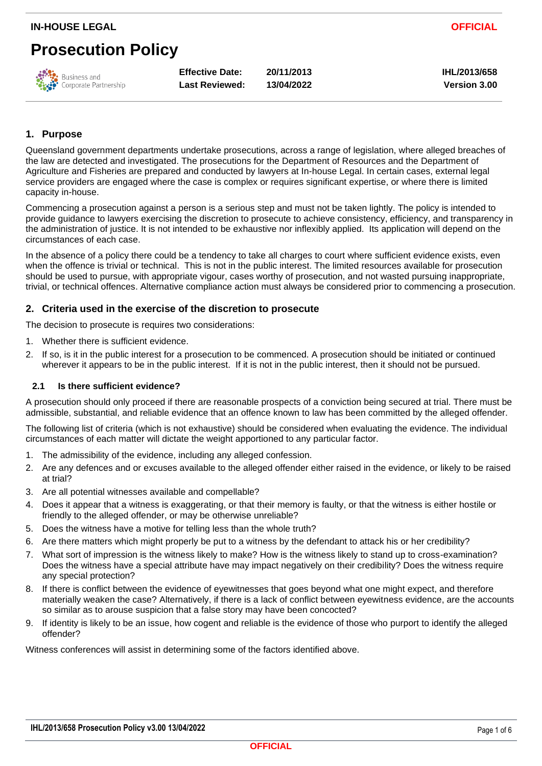IN-HOUSE LEGAL

OFFICIAL

# Prosecution Policy

Business and Corporate Partnership

| | | |
|---|---|---|
| **Effective Date:** | **20/11/2013** | **IHL/2013/658** |
| **Last Reviewed:** | **13/04/2022** | **Version 3.00** |

## 1. Purpose

Queensland government departments undertake prosecutions, across a range of legislation, where alleged breaches of the law are detected and investigated. The prosecutions for the Department of Resources and the Department of Agriculture and Fisheries are prepared and conducted by lawyers at In-house Legal. In certain cases, external legal service providers are engaged where the case is complex or requires significant expertise, or where there is limited capacity in-house.

Commencing a prosecution against a person is a serious step and must not be taken lightly. The policy is intended to provide guidance to lawyers exercising the discretion to prosecute to achieve consistency, efficiency, and transparency in the administration of justice. It is not intended to be exhaustive nor inflexibly applied. Its application will depend on the circumstances of each case.

In the absence of a policy there could be a tendency to take all charges to court where sufficient evidence exists, even when the offence is trivial or technical. This is not in the public interest. The limited resources available for prosecution should be used to pursue, with appropriate vigour, cases worthy of prosecution, and not wasted pursuing inappropriate, trivial, or technical offences. Alternative compliance action must always be considered prior to commencing a prosecution.

## 2. Criteria used in the exercise of the discretion to prosecute

The decision to prosecute is requires two considerations:

1. Whether there is sufficient evidence.
2. If so, is it in the public interest for a prosecution to be commenced. A prosecution should be initiated or continued wherever it appears to be in the public interest. If it is not in the public interest, then it should not be pursued.

### 2.1 Is there sufficient evidence?

A prosecution should only proceed if there are reasonable prospects of a conviction being secured at trial. There must be admissible, substantial, and reliable evidence that an offence known to law has been committed by the alleged offender.

The following list of criteria (which is not exhaustive) should be considered when evaluating the evidence. The individual circumstances of each matter will dictate the weight apportioned to any particular factor.

1. The admissibility of the evidence, including any alleged confession.
2. Are any defences and or excuses available to the alleged offender either raised in the evidence, or likely to be raised at trial?
3. Are all potential witnesses available and compellable?
4. Does it appear that a witness is exaggerating, or that their memory is faulty, or that the witness is either hostile or friendly to the alleged offender, or may be otherwise unreliable?
5. Does the witness have a motive for telling less than the whole truth?
6. Are there matters which might properly be put to a witness by the defendant to attack his or her credibility?
7. What sort of impression is the witness likely to make? How is the witness likely to stand up to cross-examination? Does the witness have a special attribute have may impact negatively on their credibility? Does the witness require any special protection?
8. If there is conflict between the evidence of eyewitnesses that goes beyond what one might expect, and therefore materially weaken the case? Alternatively, if there is a lack of conflict between eyewitness evidence, are the accounts so similar as to arouse suspicion that a false story may have been concocted?
9. If identity is likely to be an issue, how cogent and reliable is the evidence of those who purport to identify the alleged offender?

Witness conferences will assist in determining some of the factors identified above.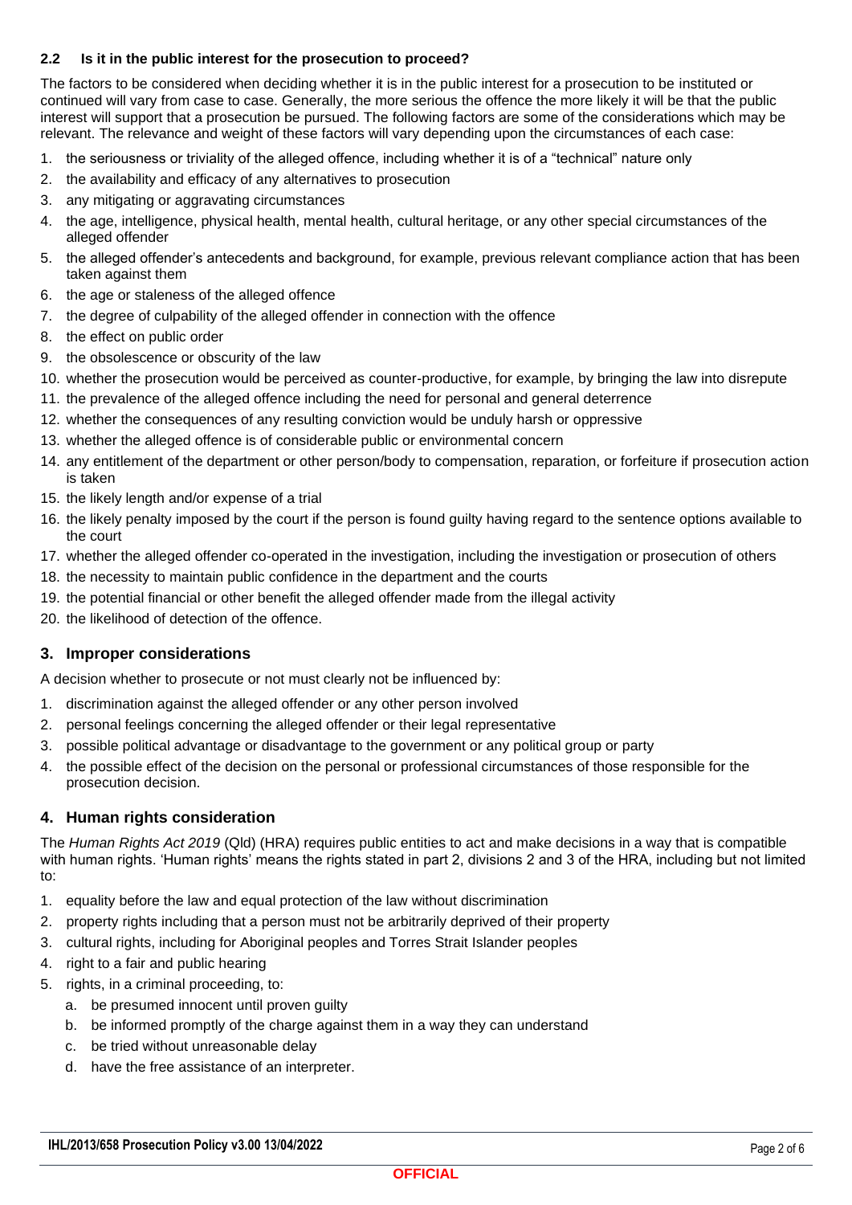### 2.2 Is it in the public interest for the prosecution to proceed?

The factors to be considered when deciding whether it is in the public interest for a prosecution to be instituted or continued will vary from case to case. Generally, the more serious the offence the more likely it will be that the public interest will support that a prosecution be pursued. The following factors are some of the considerations which may be relevant. The relevance and weight of these factors will vary depending upon the circumstances of each case:

1. the seriousness or triviality of the alleged offence, including whether it is of a "technical" nature only
2. the availability and efficacy of any alternatives to prosecution
3. any mitigating or aggravating circumstances
4. the age, intelligence, physical health, mental health, cultural heritage, or any other special circumstances of the alleged offender
5. the alleged offender's antecedents and background, for example, previous relevant compliance action that has been taken against them
6. the age or staleness of the alleged offence
7. the degree of culpability of the alleged offender in connection with the offence
8. the effect on public order
9. the obsolescence or obscurity of the law
10. whether the prosecution would be perceived as counter-productive, for example, by bringing the law into disrepute
11. the prevalence of the alleged offence including the need for personal and general deterrence
12. whether the consequences of any resulting conviction would be unduly harsh or oppressive
13. whether the alleged offence is of considerable public or environmental concern
14. any entitlement of the department or other person/body to compensation, reparation, or forfeiture if prosecution action is taken
15. the likely length and/or expense of a trial
16. the likely penalty imposed by the court if the person is found guilty having regard to the sentence options available to the court
17. whether the alleged offender co-operated in the investigation, including the investigation or prosecution of others
18. the necessity to maintain public confidence in the department and the courts
19. the potential financial or other benefit the alleged offender made from the illegal activity
20. the likelihood of detection of the offence.

## 3. Improper considerations

A decision whether to prosecute or not must clearly not be influenced by:

1. discrimination against the alleged offender or any other person involved
2. personal feelings concerning the alleged offender or their legal representative
3. possible political advantage or disadvantage to the government or any political group or party
4. the possible effect of the decision on the personal or professional circumstances of those responsible for the prosecution decision.

## 4. Human rights consideration

The *Human Rights Act 2019* (Qld) (HRA) requires public entities to act and make decisions in a way that is compatible with human rights. 'Human rights' means the rights stated in part 2, divisions 2 and 3 of the HRA, including but not limited to:

1. equality before the law and equal protection of the law without discrimination
2. property rights including that a person must not be arbitrarily deprived of their property
3. cultural rights, including for Aboriginal peoples and Torres Strait Islander peoples
4. right to a fair and public hearing
5. rights, in a criminal proceeding, to:
   a. be presumed innocent until proven guilty
   b. be informed promptly of the charge against them in a way they can understand
   c. be tried without unreasonable delay
   d. have the free assistance of an interpreter.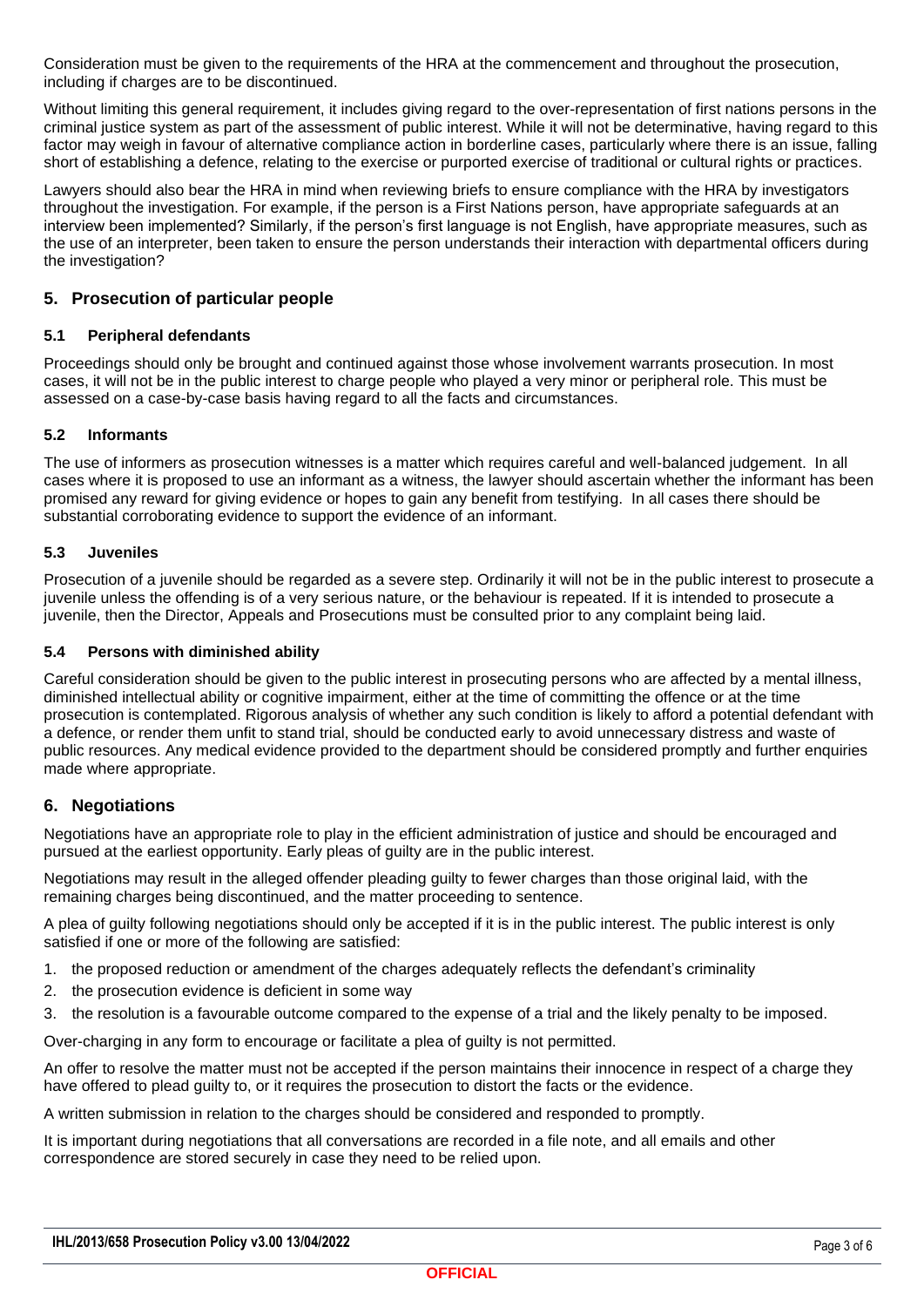Consideration must be given to the requirements of the HRA at the commencement and throughout the prosecution, including if charges are to be discontinued.

Without limiting this general requirement, it includes giving regard to the over-representation of first nations persons in the criminal justice system as part of the assessment of public interest. While it will not be determinative, having regard to this factor may weigh in favour of alternative compliance action in borderline cases, particularly where there is an issue, falling short of establishing a defence, relating to the exercise or purported exercise of traditional or cultural rights or practices.

Lawyers should also bear the HRA in mind when reviewing briefs to ensure compliance with the HRA by investigators throughout the investigation. For example, if the person is a First Nations person, have appropriate safeguards at an interview been implemented? Similarly, if the person's first language is not English, have appropriate measures, such as the use of an interpreter, been taken to ensure the person understands their interaction with departmental officers during the investigation?

## 5. Prosecution of particular people

### 5.1 Peripheral defendants

Proceedings should only be brought and continued against those whose involvement warrants prosecution. In most cases, it will not be in the public interest to charge people who played a very minor or peripheral role. This must be assessed on a case-by-case basis having regard to all the facts and circumstances.

### 5.2 Informants

The use of informers as prosecution witnesses is a matter which requires careful and well-balanced judgement. In all cases where it is proposed to use an informant as a witness, the lawyer should ascertain whether the informant has been promised any reward for giving evidence or hopes to gain any benefit from testifying. In all cases there should be substantial corroborating evidence to support the evidence of an informant.

### 5.3 Juveniles

Prosecution of a juvenile should be regarded as a severe step. Ordinarily it will not be in the public interest to prosecute a juvenile unless the offending is of a very serious nature, or the behaviour is repeated. If it is intended to prosecute a juvenile, then the Director, Appeals and Prosecutions must be consulted prior to any complaint being laid.

### 5.4 Persons with diminished ability

Careful consideration should be given to the public interest in prosecuting persons who are affected by a mental illness, diminished intellectual ability or cognitive impairment, either at the time of committing the offence or at the time prosecution is contemplated. Rigorous analysis of whether any such condition is likely to afford a potential defendant with a defence, or render them unfit to stand trial, should be conducted early to avoid unnecessary distress and waste of public resources. Any medical evidence provided to the department should be considered promptly and further enquiries made where appropriate.

## 6. Negotiations

Negotiations have an appropriate role to play in the efficient administration of justice and should be encouraged and pursued at the earliest opportunity. Early pleas of guilty are in the public interest.

Negotiations may result in the alleged offender pleading guilty to fewer charges than those original laid, with the remaining charges being discontinued, and the matter proceeding to sentence.

A plea of guilty following negotiations should only be accepted if it is in the public interest. The public interest is only satisfied if one or more of the following are satisfied:

1. the proposed reduction or amendment of the charges adequately reflects the defendant's criminality
2. the prosecution evidence is deficient in some way
3. the resolution is a favourable outcome compared to the expense of a trial and the likely penalty to be imposed.

Over-charging in any form to encourage or facilitate a plea of guilty is not permitted.

An offer to resolve the matter must not be accepted if the person maintains their innocence in respect of a charge they have offered to plead guilty to, or it requires the prosecution to distort the facts or the evidence.

A written submission in relation to the charges should be considered and responded to promptly.

It is important during negotiations that all conversations are recorded in a file note, and all emails and other correspondence are stored securely in case they need to be relied upon.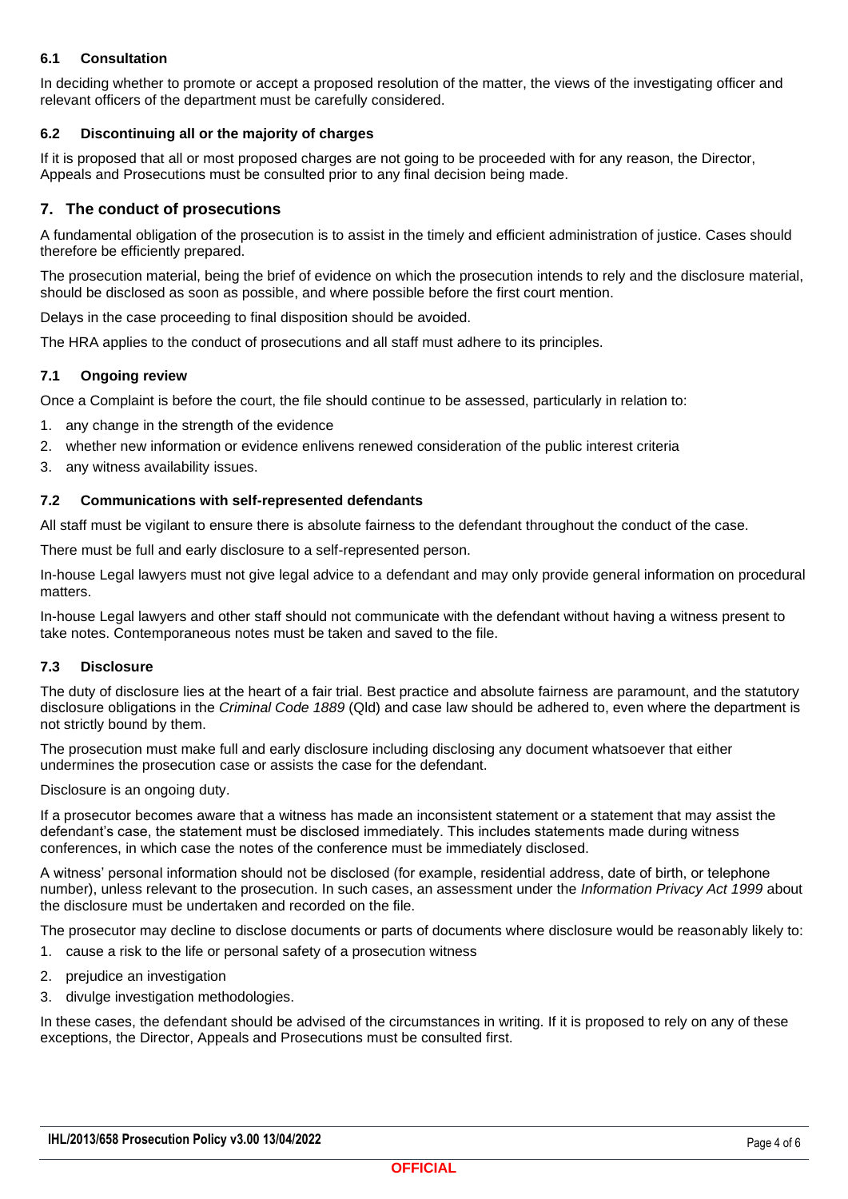### 6.1 Consultation

In deciding whether to promote or accept a proposed resolution of the matter, the views of the investigating officer and relevant officers of the department must be carefully considered.

### 6.2 Discontinuing all or the majority of charges

If it is proposed that all or most proposed charges are not going to be proceeded with for any reason, the Director, Appeals and Prosecutions must be consulted prior to any final decision being made.

## 7. The conduct of prosecutions

A fundamental obligation of the prosecution is to assist in the timely and efficient administration of justice. Cases should therefore be efficiently prepared.

The prosecution material, being the brief of evidence on which the prosecution intends to rely and the disclosure material, should be disclosed as soon as possible, and where possible before the first court mention.

Delays in the case proceeding to final disposition should be avoided.

The HRA applies to the conduct of prosecutions and all staff must adhere to its principles.

### 7.1 Ongoing review

Once a Complaint is before the court, the file should continue to be assessed, particularly in relation to:

1. any change in the strength of the evidence
2. whether new information or evidence enlivens renewed consideration of the public interest criteria
3. any witness availability issues.

### 7.2 Communications with self-represented defendants

All staff must be vigilant to ensure there is absolute fairness to the defendant throughout the conduct of the case.

There must be full and early disclosure to a self-represented person.

In-house Legal lawyers must not give legal advice to a defendant and may only provide general information on procedural matters.

In-house Legal lawyers and other staff should not communicate with the defendant without having a witness present to take notes. Contemporaneous notes must be taken and saved to the file.

### 7.3 Disclosure

The duty of disclosure lies at the heart of a fair trial. Best practice and absolute fairness are paramount, and the statutory disclosure obligations in the *Criminal Code 1889* (Qld) and case law should be adhered to, even where the department is not strictly bound by them.

The prosecution must make full and early disclosure including disclosing any document whatsoever that either undermines the prosecution case or assists the case for the defendant.

Disclosure is an ongoing duty.

If a prosecutor becomes aware that a witness has made an inconsistent statement or a statement that may assist the defendant's case, the statement must be disclosed immediately. This includes statements made during witness conferences, in which case the notes of the conference must be immediately disclosed.

A witness' personal information should not be disclosed (for example, residential address, date of birth, or telephone number), unless relevant to the prosecution. In such cases, an assessment under the *Information Privacy Act 1999* about the disclosure must be undertaken and recorded on the file.

The prosecutor may decline to disclose documents or parts of documents where disclosure would be reasonably likely to:

1. cause a risk to the life or personal safety of a prosecution witness
2. prejudice an investigation
3. divulge investigation methodologies.

In these cases, the defendant should be advised of the circumstances in writing. If it is proposed to rely on any of these exceptions, the Director, Appeals and Prosecutions must be consulted first.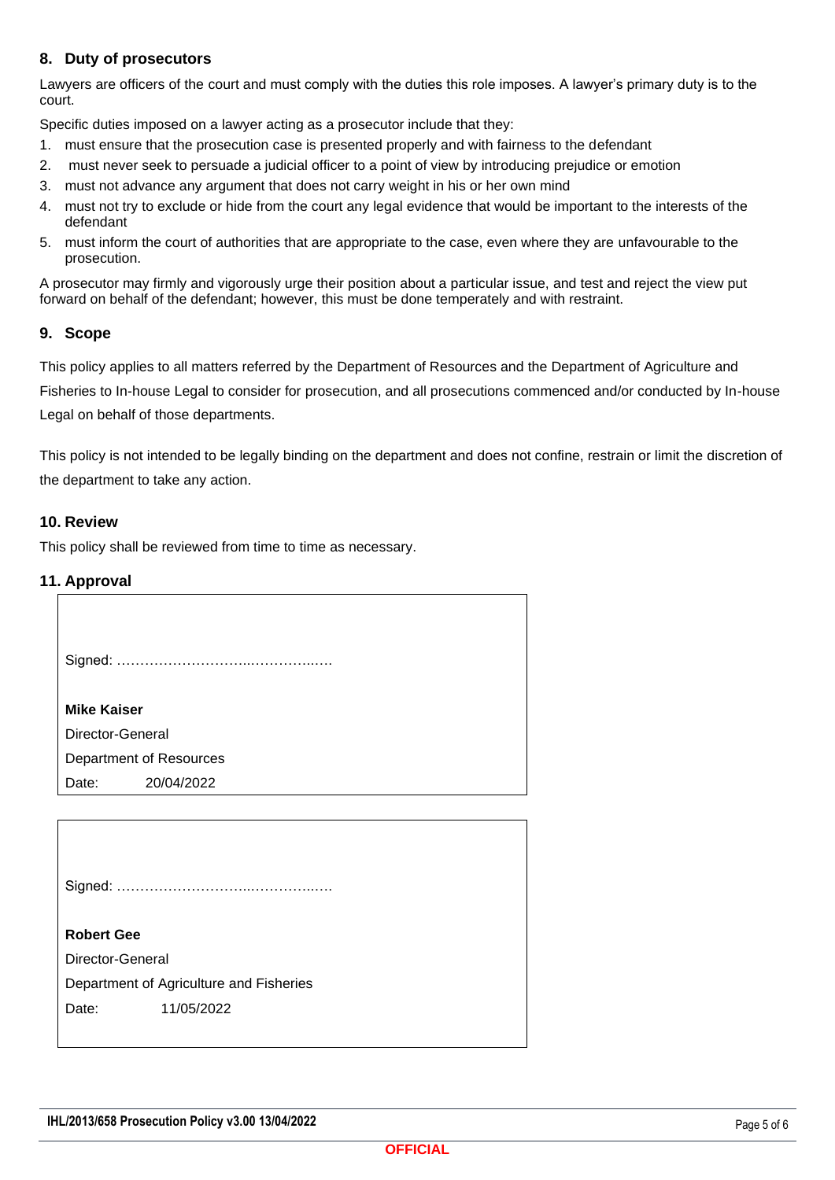## 8. Duty of prosecutors

Lawyers are officers of the court and must comply with the duties this role imposes. A lawyer's primary duty is to the court.

Specific duties imposed on a lawyer acting as a prosecutor include that they:

1. must ensure that the prosecution case is presented properly and with fairness to the defendant
2. must never seek to persuade a judicial officer to a point of view by introducing prejudice or emotion
3. must not advance any argument that does not carry weight in his or her own mind
4. must not try to exclude or hide from the court any legal evidence that would be important to the interests of the defendant
5. must inform the court of authorities that are appropriate to the case, even where they are unfavourable to the prosecution.

A prosecutor may firmly and vigorously urge their position about a particular issue, and test and reject the view put forward on behalf of the defendant; however, this must be done temperately and with restraint.

## 9. Scope

This policy applies to all matters referred by the Department of Resources and the Department of Agriculture and Fisheries to In-house Legal to consider for prosecution, and all prosecutions commenced and/or conducted by In-house Legal on behalf of those departments.

This policy is not intended to be legally binding on the department and does not confine, restrain or limit the discretion of the department to take any action.

## 10. Review

This policy shall be reviewed from time to time as necessary.

## 11. Approval

Signed: ……………………….……………..….

**Mike Kaiser**
Director-General
Department of Resources
Date: 20/04/2022

Signed: ……………………….……………..….

**Robert Gee**
Director-General
Department of Agriculture and Fisheries
Date: 11/05/2022

IHL/2013/658 Prosecution Policy v3.00 13/04/2022

OFFICIAL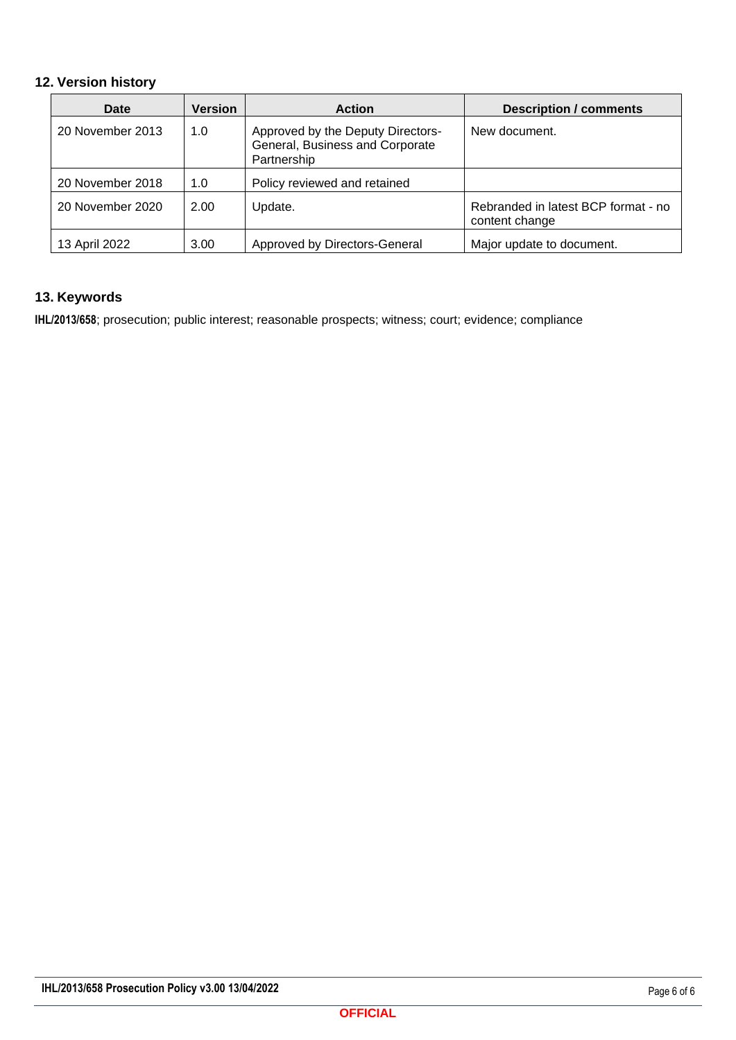## 12. Version history

| Date | Version | Action | Description / comments |
|---|---|---|---|
| 20 November 2013 | 1.0 | Approved by the Deputy Directors-General, Business and Corporate Partnership | New document. |
| 20 November 2018 | 1.0 | Policy reviewed and retained | |
| 20 November 2020 | 2.00 | Update. | Rebranded in latest BCP format - no content change |
| 13 April 2022 | 3.00 | Approved by Directors-General | Major update to document. |

## 13. Keywords

**IHL/2013/658**; prosecution; public interest; reasonable prospects; witness; court; evidence; compliance